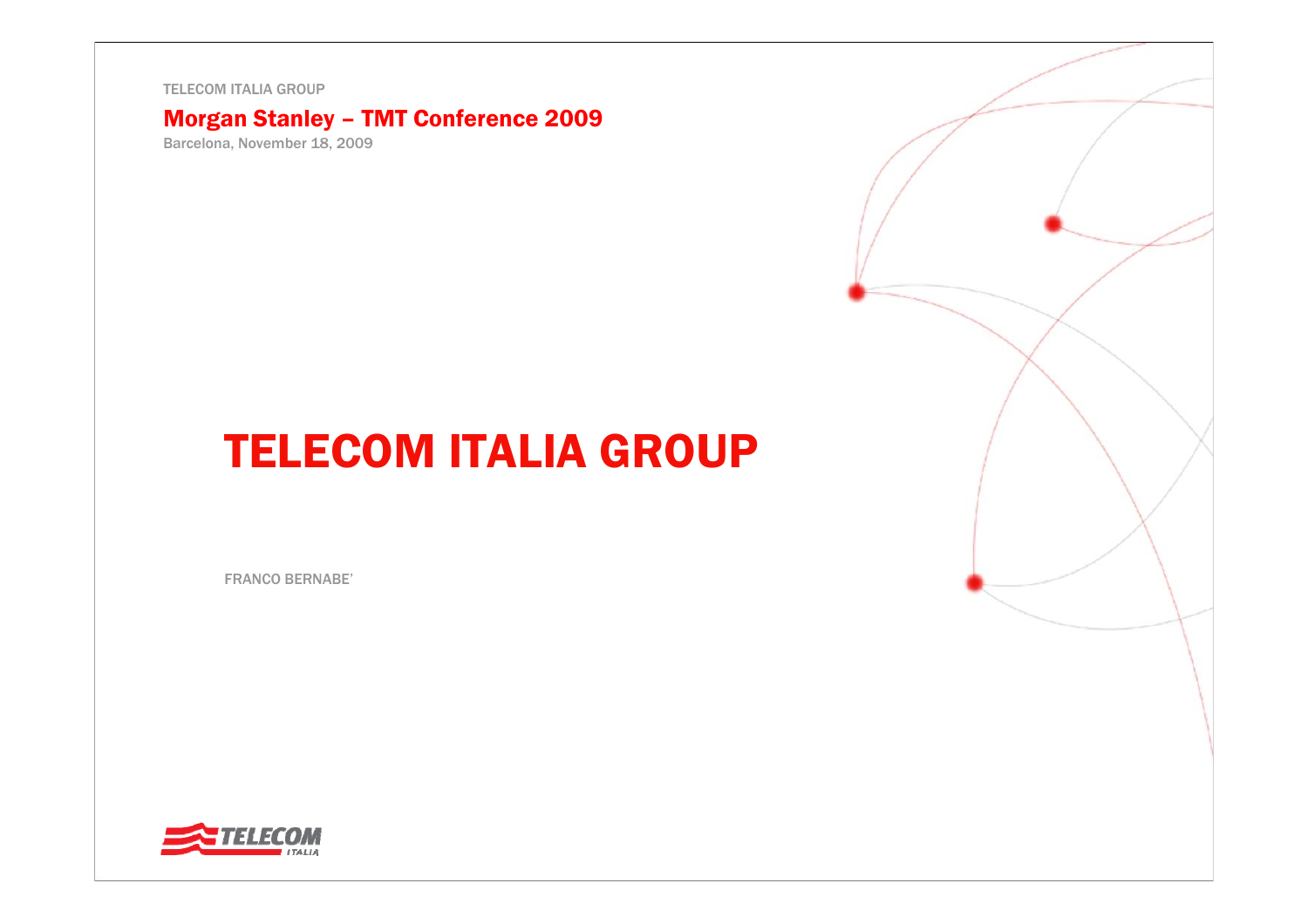TELECOM ITALIA GROUP

## Morgan Stanley – TMT Conference 2009

Barcelona, November 18, 2009

# TELECOM ITALIA GROUP

FRANCO BERNABE'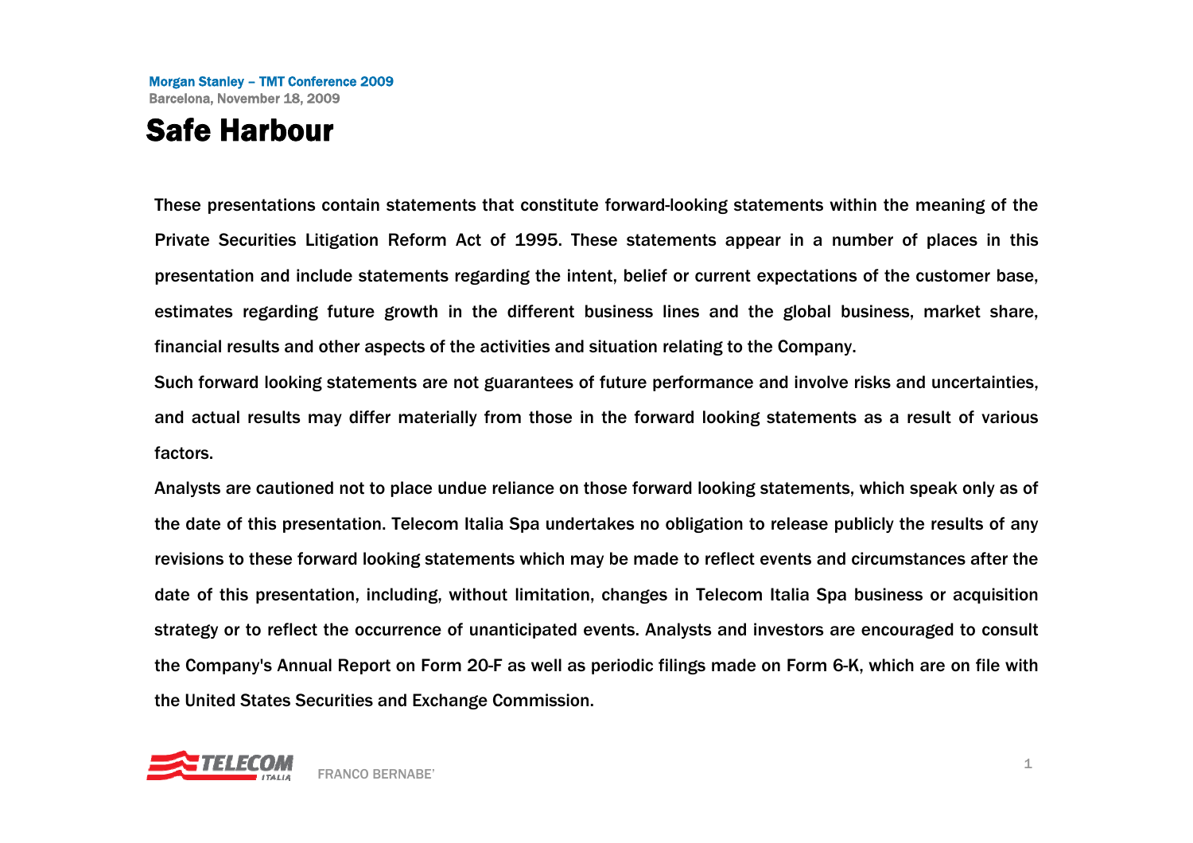# Safe Harbour

These presentations contain statements that constitute forward-looking statements within the meaning of the Private Securities Litigation Reform Act of 1995. These statements appear in a number of places in this presentation and include statements regarding the intent, belief or current expectations of the customer base, estimates regarding future growth in the different business lines and the global business, market share, financial results and other aspects of the activities and situation relating to the Company.

Such forward looking statements are not guarantees of future performance and involve risks and uncertainties, and actual results may differ materially from those in the forward looking statements as a result of various factors.

Analysts are cautioned not to place undue reliance on those forward looking statements, which speak only as of the date of this presentation. Telecom Italia Spa undertakes no obligation to release publicly the results of any revisions to these forward looking statements which may be made to reflect events and circumstances after the date of this presentation, including, without limitation, changes in Telecom Italia Spa business or acquisition strategy or to reflect the occurrence of unanticipated events. Analysts and investors are encouraged to consult the Company's Annual Report on Form 20-F as well as periodic filings made on Form 6-K, which are on file with the United States Securities and Exchange Commission.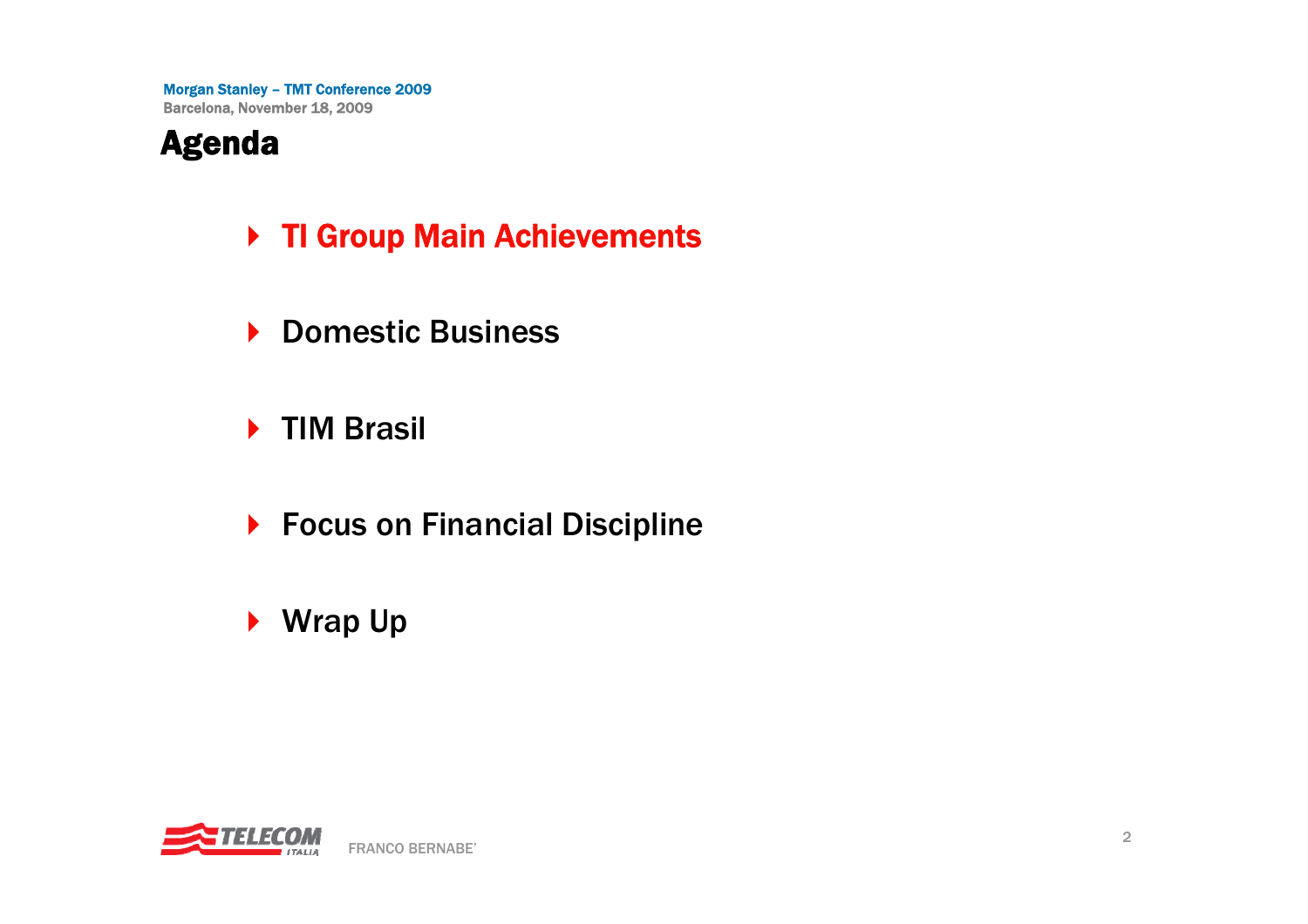# Agenda

- **TI Group Main Achievements**
- Domestic Business
- TIM Brasil
- Focus on Financial Discipline
- Wrap Up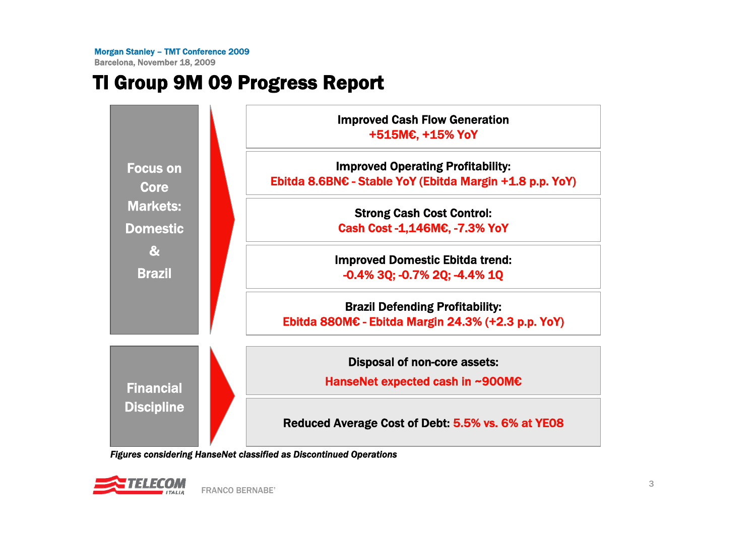# TI Group 9M 09 Progress Report

## Focus on Core Markets: Domestic & Brazil

**Improved Cash Flow Generation**
+515M€, +15% YoY

**Improved Operating Profitability:**
Ebitda 8.6BN€ - Stable YoY (Ebitda Margin +1.8 p.p. YoY)

**Strong Cash Cost Control:**
Cash Cost -1,146M€, -7.3% YoY

**Improved Domestic Ebitda trend:**
-0.4% 3Q; -0.7% 2Q; -4.4% 1Q

**Brazil Defending Profitability:**
Ebitda 880M€ - Ebitda Margin 24.3% (+2.3 p.p. YoY)

## Financial Discipline

**Disposal of non-core assets:**
HanseNet expected cash in ~900M€

**Reduced Average Cost of Debt:** 5.5% vs. 6% at YE08

*Figures considering HanseNet classified as Discontinued Operations*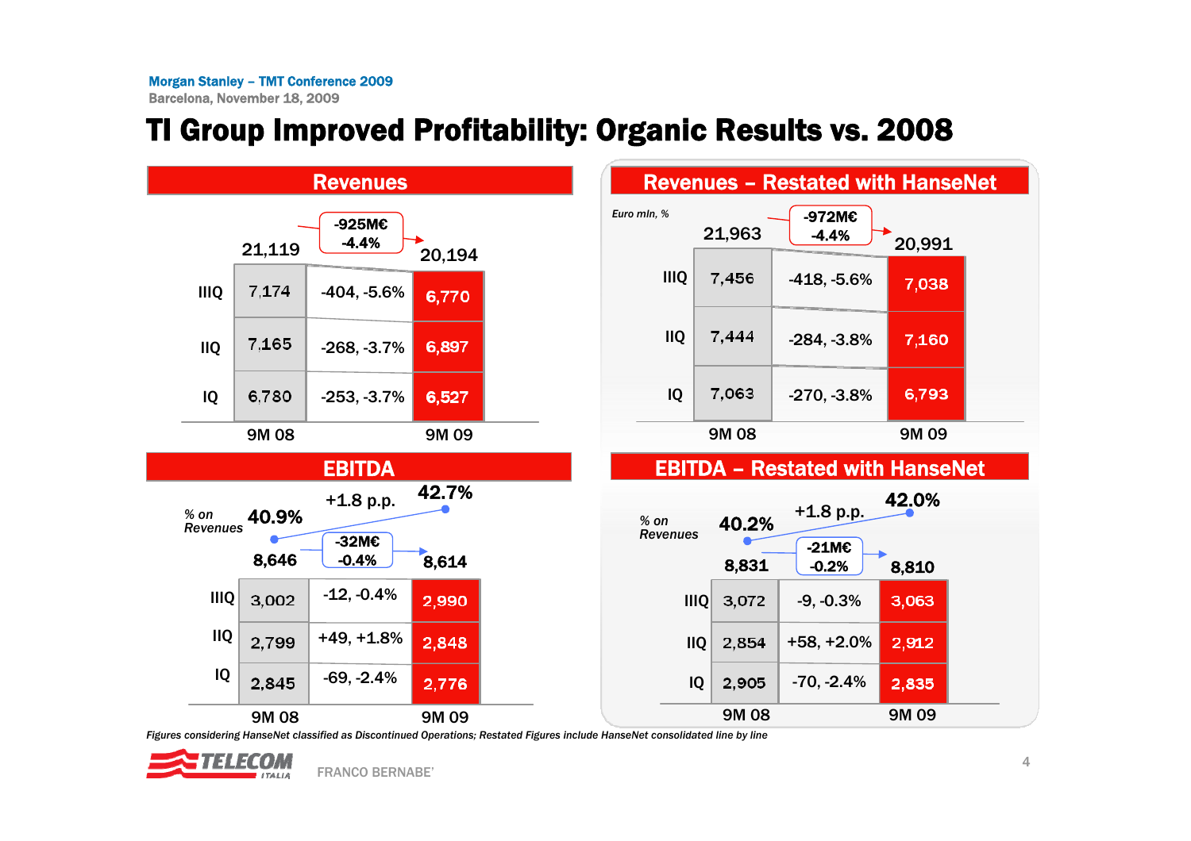# TI Group Improved Profitability: Organic Results vs. 2008

## Revenues

Total: 21,119 (9M 08) → 20,194 (9M 09): -925M€, -4.4%

| | 9M 08 | Change | 9M 09 |
|---|---|---|---|
| IIIQ | 7,174 | -404, -5.6% | 6,770 |
| IIQ | 7,165 | -268, -3.7% | 6,897 |
| IQ | 6,780 | -253, -3.7% | 6,527 |
| Total | 21,119 | -925M€, -4.4% | 20,194 |

## Revenues – Restated with HanseNet

*Euro mln, %*

| | 9M 08 | Change | 9M 09 |
|---|---|---|---|
| IIIQ | 7,456 | -418, -5.6% | 7,038 |
| IIQ | 7,444 | -284, -3.8% | 7,160 |
| IQ | 7,063 | -270, -3.8% | 6,793 |
| Total | 21,963 | -972M€, -4.4% | 20,991 |

## EBITDA

*% on Revenues*: 40.9% (9M 08) → 42.7% (9M 09): +1.8 p.p.

| | 9M 08 | Change | 9M 09 |
|---|---|---|---|
| IIIQ | 3,002 | -12, -0.4% | 2,990 |
| IIQ | 2,799 | +49, +1.8% | 2,848 |
| IQ | 2,845 | -69, -2.4% | 2,776 |
| Total | 8,646 | -32M€, -0.4% | 8,614 |

## EBITDA – Restated with HanseNet

*% on Revenues*: 40.2% (9M 08) → 42.0% (9M 09): +1.8 p.p.

| | 9M 08 | Change | 9M 09 |
|---|---|---|---|
| IIIQ | 3,072 | -9, -0.3% | 3,063 |
| IIQ | 2,854 | +58, +2.0% | 2,912 |
| IQ | 2,905 | -70, -2.4% | 2,835 |
| Total | 8,831 | -21M€, -0.2% | 8,810 |

*Figures considering HanseNet classified as Discontinued Operations; Restated Figures include HanseNet consolidated line by line*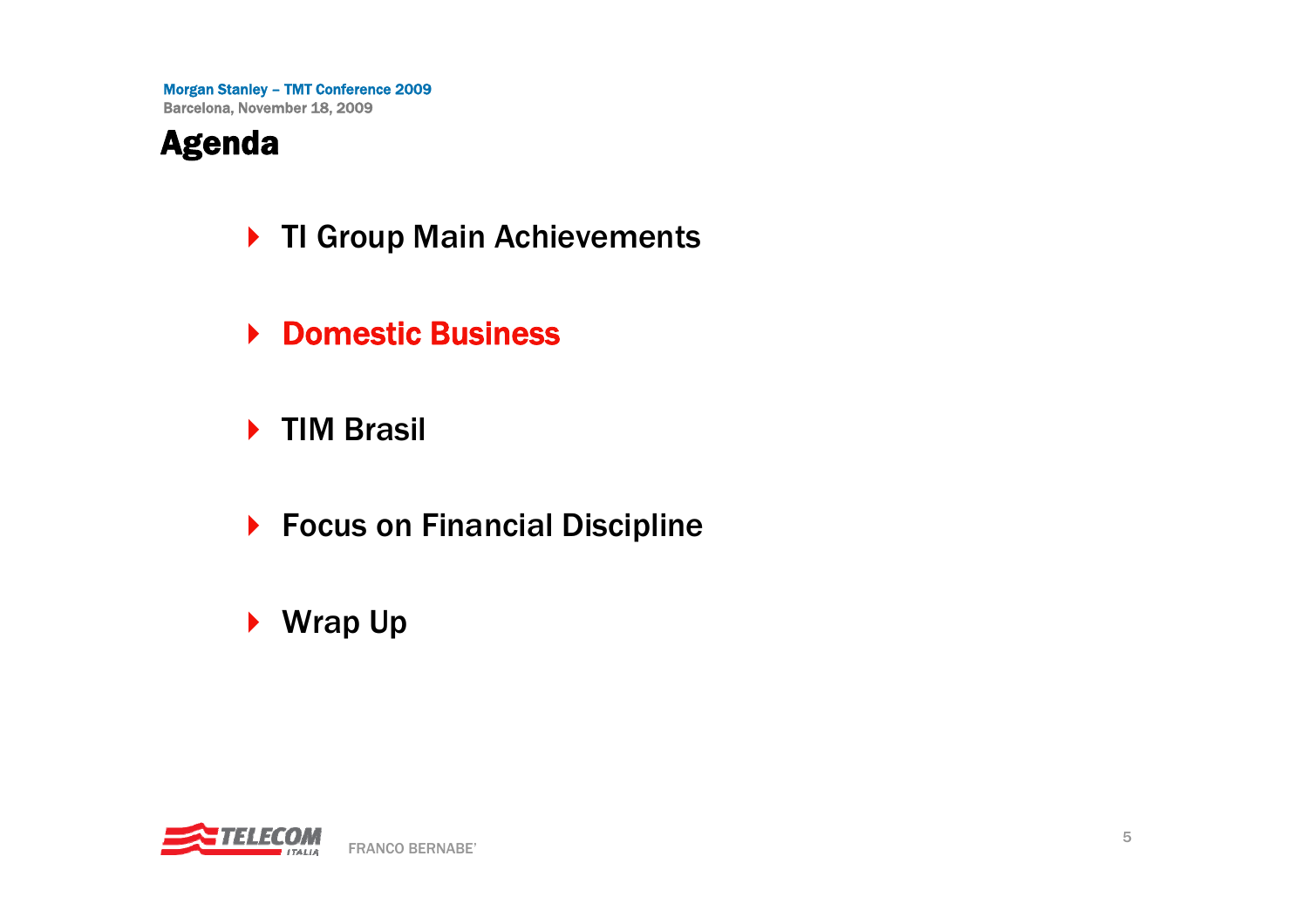# Agenda

- TI Group Main Achievements
- **Domestic Business**
- TIM Brasil
- Focus on Financial Discipline
- Wrap Up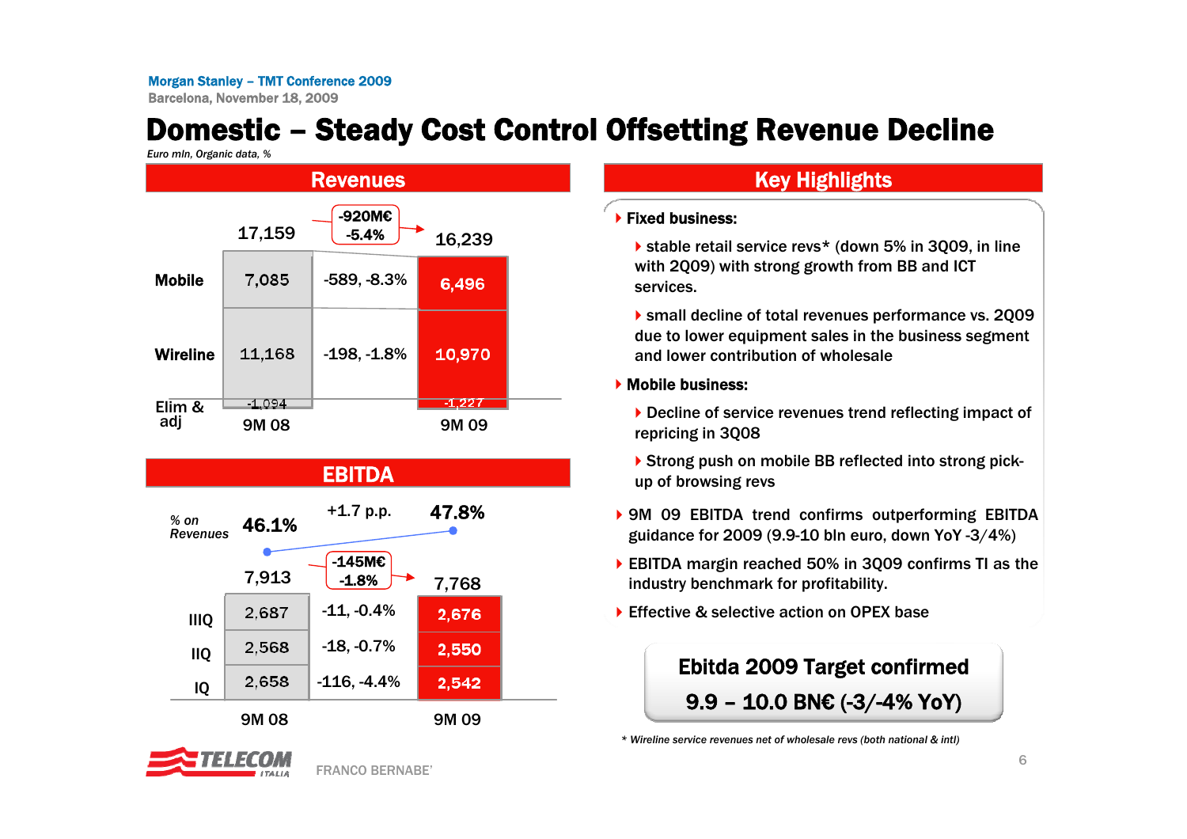# Domestic – Steady Cost Control Offsetting Revenue Decline

*Euro mln, Organic data, %*

## Revenues

| | 9M 08 | Change | 9M 09 |
|---|---|---|---|
| Total | 17,159 | -920M€ -5.4% | 16,239 |
| Mobile | 7,085 | -589, -8.3% | 6,496 |
| Wireline | 11,168 | -198, -1.8% | 10,970 |
| Elim & adj | -1,094 | | -1,227 |

## EBITDA

| | 9M 08 | Change | 9M 09 |
|---|---|---|---|
| % on Revenues | 46.1% | +1.7 p.p. | 47.8% |
| Total | 7,913 | -145M€ -1.8% | 7,768 |
| IIIQ | 2,687 | -11, -0.4% | 2,676 |
| IIQ | 2,568 | -18, -0.7% | 2,550 |
| IQ | 2,658 | -116, -4.4% | 2,542 |

## Key Highlights

- **Fixed business:**
  - stable retail service revs* (down 5% in 3Q09, in line with 2Q09) with strong growth from BB and ICT services.
  - small decline of total revenues performance vs. 2Q09 due to lower equipment sales in the business segment and lower contribution of wholesale
- **Mobile business:**
  - Decline of service revenues trend reflecting impact of repricing in 3Q08
  - Strong push on mobile BB reflected into strong pick-up of browsing revs
- 9M 09 EBITDA trend confirms outperforming EBITDA guidance for 2009 (9.9-10 bln euro, down YoY -3/4%)
- EBITDA margin reached 50% in 3Q09 confirms TI as the industry benchmark for profitability.
- Effective & selective action on OPEX base

**Ebitda 2009 Target confirmed**
**9.9 – 10.0 BN€ (-3/-4% YoY)**

*\* Wireline service revenues net of wholesale revs (both national & intl)*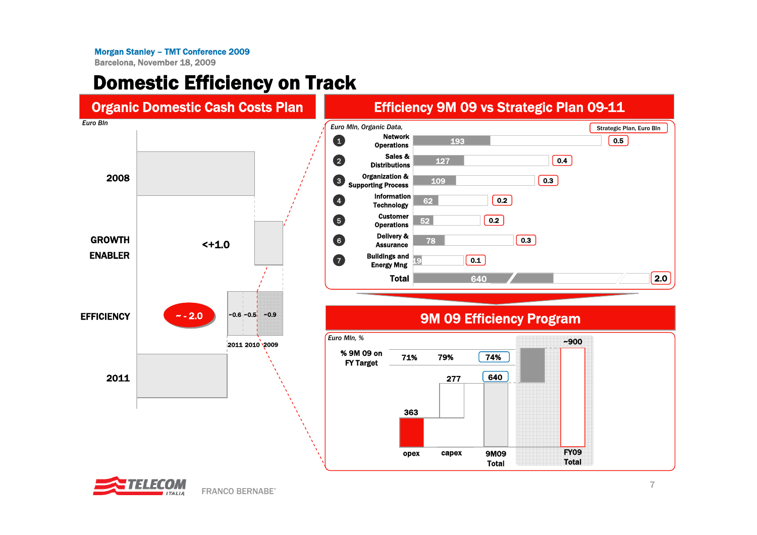# Domestic Efficiency on Track

## Organic Domestic Cash Costs Plan

*Euro Bln*

- 2008
- GROWTH ENABLER: <+1.0
- EFFICIENCY: ~ - 2.0 (2011 ~0.6, 2010 ~0.5, 2009 ~0.9)
- 2011

## Efficiency 9M 09 vs Strategic Plan 09-11

*Euro Mln, Organic Data,* — Strategic Plan, Euro Bln

| # | Area | 9M 09 (Euro Mln) | Strategic Plan (Euro Bln) |
|---|---|---|---|
| 1 | Network Operations | 193 | 0.5 |
| 2 | Sales & Distributions | 127 | 0.4 |
| 3 | Organization & Supporting Process | 109 | 0.3 |
| 4 | Information Technology | 62 | 0.2 |
| 5 | Customer Operations | 52 | 0.2 |
| 6 | Delivery & Assurance | 78 | 0.3 |
| 7 | Buildings and Energy Mng | 19 | 0.1 |
| | Total | 640 | 2.0 |

## 9M 09 Efficiency Program

*Euro Mln, %*

| | opex | capex | 9M09 Total | FY09 Total |
|---|---|---|---|---|
| % 9M 09 on FY Target | 71% | 79% | 74% | |
| Euro Mln | 363 | 277 | 640 | ~900 |

FRANCO BERNABE'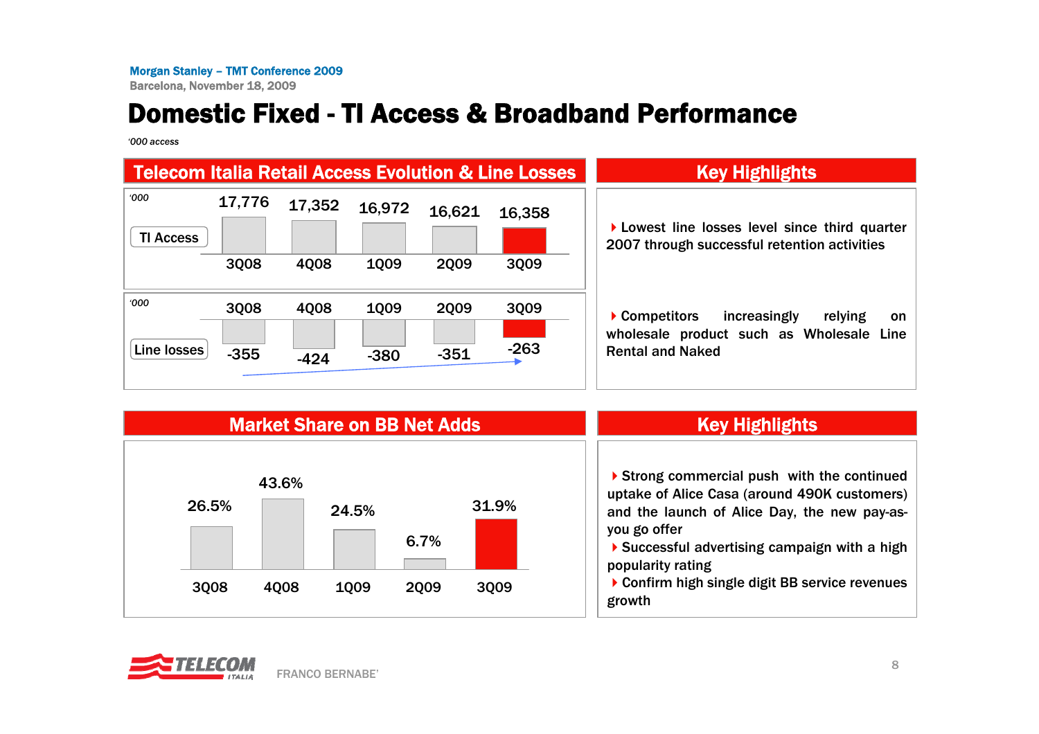# Domestic Fixed - TI Access & Broadband Performance

*'000 access*

## Telecom Italia Retail Access Evolution & Line Losses

| '000 | 3Q08 | 4Q08 | 1Q09 | 2Q09 | 3Q09 |
|---|---|---|---|---|---|
| TI Access | 17,776 | 17,352 | 16,972 | 16,621 | 16,358 |
| Line losses | -355 | -424 | -380 | -351 | -263 |

## Key Highlights

- Lowest line losses level since third quarter 2007 through successful retention activities
- Competitors increasingly relying on wholesale product such as Wholesale Line Rental and Naked

## Market Share on BB Net Adds

| 3Q08 | 4Q08 | 1Q09 | 2Q09 | 3Q09 |
|---|---|---|---|---|
| 26.5% | 43.6% | 24.5% | 6.7% | 31.9% |

## Key Highlights

- Strong commercial push with the continued uptake of Alice Casa (around 490K customers) and the launch of Alice Day, the new pay-as-you go offer
- Successful advertising campaign with a high popularity rating
- Confirm high single digit BB service revenues growth

FRANCO BERNABE'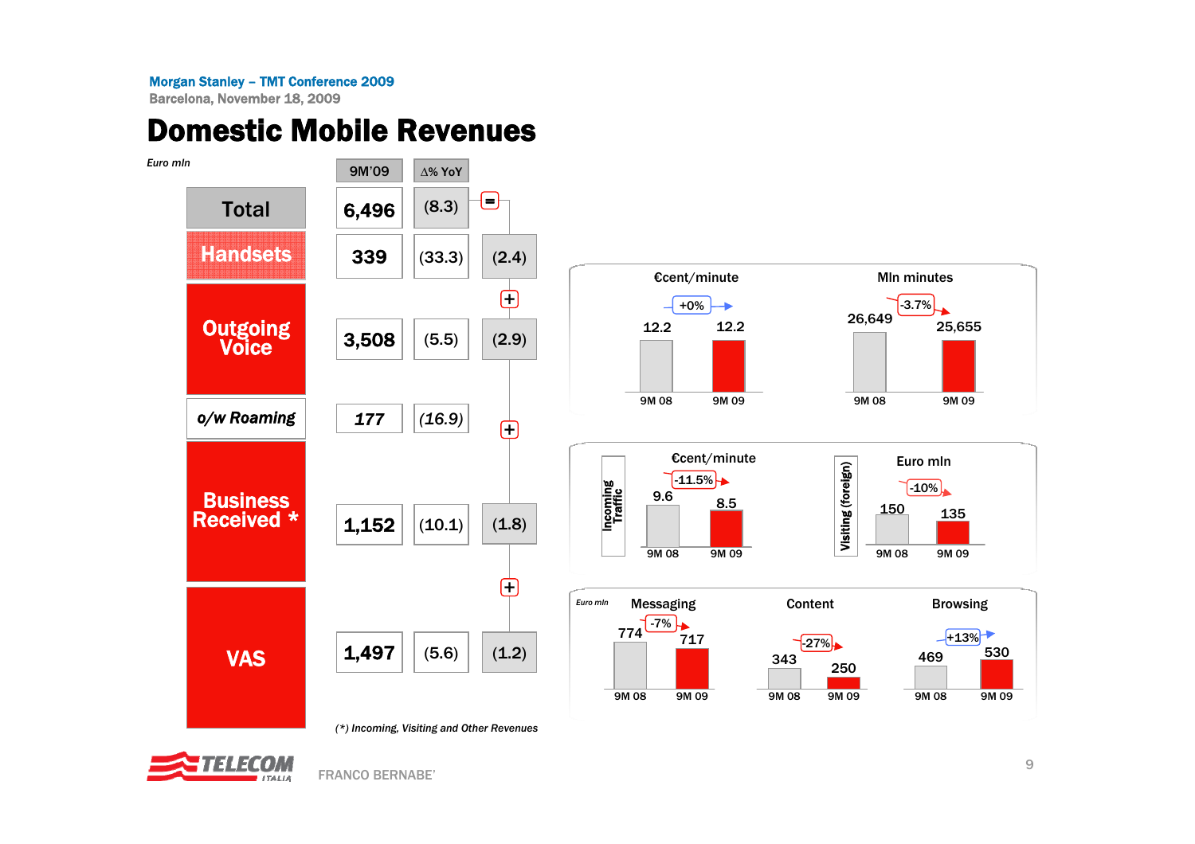# Domestic Mobile Revenues

*Euro mln*

| | 9M'09 | ∆% YoY | |
|---|---|---|---|
| Total | 6,496 | (8.3) | = |
| Handsets | 339 | (33.3) | (2.4) |
| Outgoing Voice | 3,508 | (5.5) | (2.9) |
| *o/w Roaming* | *177* | *(16.9)* | |
| Business Received * | 1,152 | (10.1) | (1.8) |
| VAS | 1,497 | (5.6) | (1.2) |

*(\*) Incoming, Visiting and Other Revenues*

**Outgoing Voice**

| | 9M 08 | 9M 09 | Change |
|---|---|---|---|
| €cent/minute | 12.2 | 12.2 | +0% |
| Mln minutes | 26,649 | 25,655 | -3.7% |

**Business Received**

| | 9M 08 | 9M 09 | Change |
|---|---|---|---|
| Incoming Traffic – €cent/minute | 9.6 | 8.5 | -11.5% |
| Visiting (foreign) – Euro mln | 150 | 135 | -10% |

**VAS** (Euro mln)

| | 9M 08 | 9M 09 | Change |
|---|---|---|---|
| Messaging | 774 | 717 | -7% |
| Content | 343 | 250 | -27% |
| Browsing | 469 | 530 | +13% |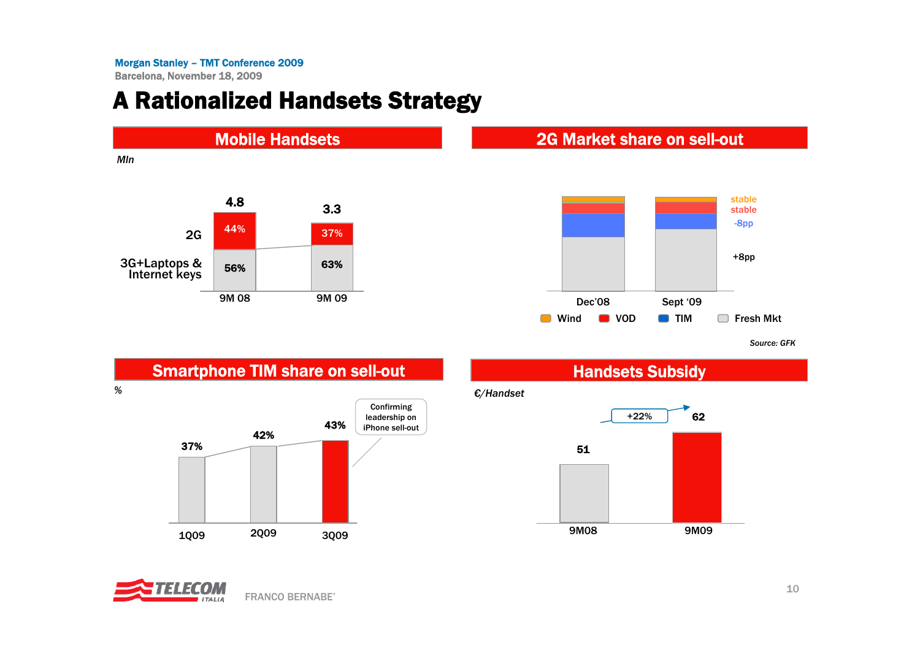# A Rationalized Handsets Strategy

## Mobile Handsets

*Mln*

| | 9M 08 | 9M 09 |
|---|---|---|
| Total | 4.8 | 3.3 |
| 2G | 44% | 37% |
| 3G+Laptops & Internet keys | 56% | 63% |

## 2G Market share on sell-out

| | Dec'08 → Sept '09 |
|---|---|
| Wind | stable |
| VOD | stable |
| TIM | -8pp |
| Fresh Mkt | +8pp |

*Source: GFK*

## Smartphone TIM share on sell-out

%

| 1Q09 | 2Q09 | 3Q09 |
|---|---|---|
| 37% | 42% | 43% |

Confirming leadership on iPhone sell-out

## Handsets Subsidy

*€/Handset*

| 9M08 | 9M09 |
|---|---|
| 51 | 62 |

+22%

FRANCO BERNABE'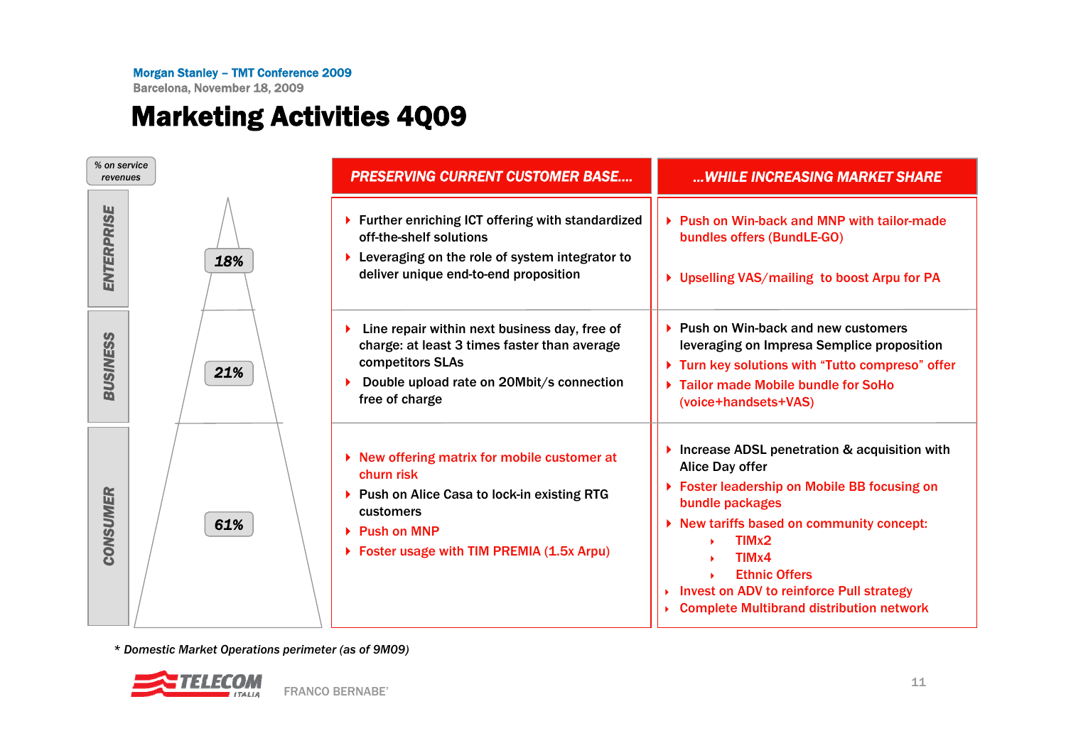# Marketing Activities 4Q09

| % on service revenues | | PRESERVING CURRENT CUSTOMER BASE…. | …WHILE INCREASING MARKET SHARE |
|---|---|---|---|
| ENTERPRISE | 18% | • Further enriching ICT offering with standardized off-the-shelf solutions<br>• Leveraging on the role of system integrator to deliver unique end-to-end proposition | • Push on Win-back and MNP with tailor-made bundles offers (BundLE-GO)<br>• Upselling VAS/mailing to boost Arpu for PA |
| BUSINESS | 21% | • Line repair within next business day, free of charge: at least 3 times faster than average competitors SLAs<br>• Double upload rate on 20Mbit/s connection free of charge | • Push on Win-back and new customers leveraging on Impresa Semplice proposition<br>• Turn key solutions with “Tutto compreso” offer<br>• Tailor made Mobile bundle for SoHo (voice+handsets+VAS) |
| CONSUMER | 61% | • New offering matrix for mobile customer at churn risk<br>• Push on Alice Casa to lock-in existing RTG customers<br>• Push on MNP<br>• Foster usage with TIM PREMIA (1.5x Arpu) | • Increase ADSL penetration & acquisition with Alice Day offer<br>• Foster leadership on Mobile BB focusing on bundle packages<br>• New tariffs based on community concept:<br>  ◦ TIMx2<br>  ◦ TIMx4<br>  ◦ Ethnic Offers<br>• Invest on ADV to reinforce Pull strategy<br>• Complete Multibrand distribution network |

*\* Domestic Market Operations perimeter (as of 9M09)*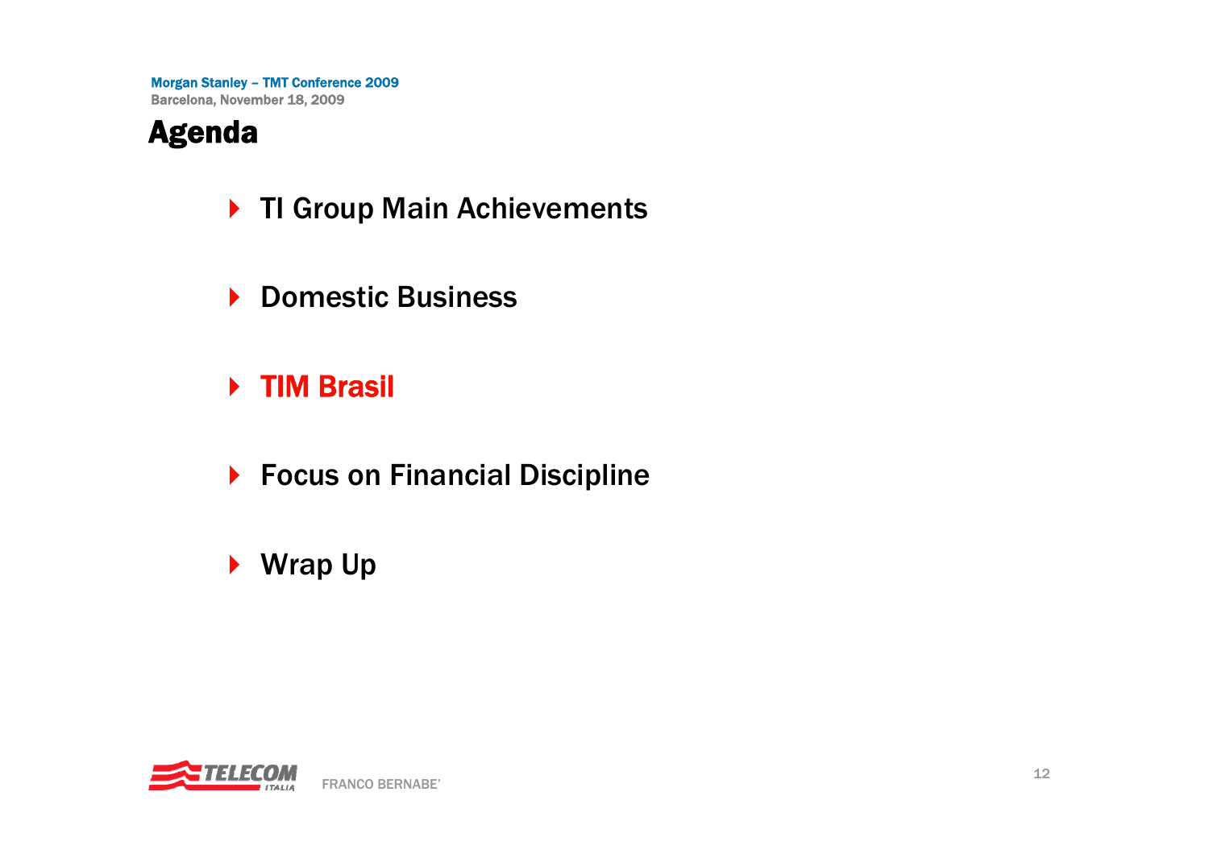# Agenda

- TI Group Main Achievements
- Domestic Business
- **TIM Brasil**
- Focus on Financial Discipline
- Wrap Up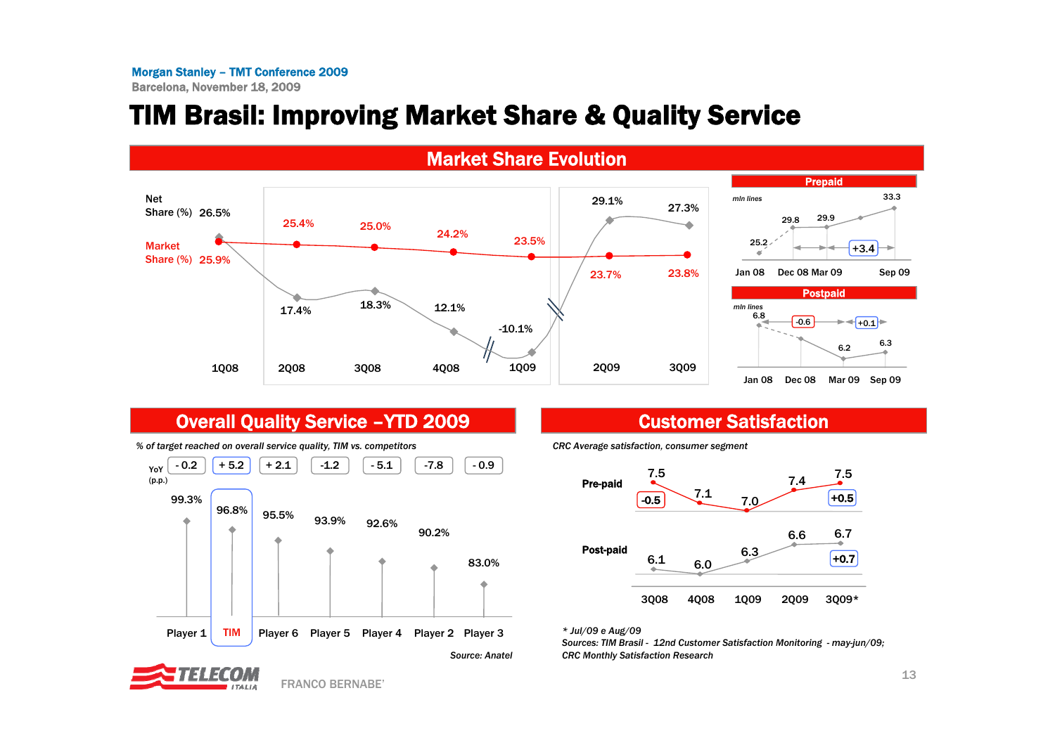# TIM Brasil: Improving Market Share & Quality Service

## Market Share Evolution

| | 1Q08 | 2Q08 | 3Q08 | 4Q08 | 1Q09 | 2Q09 | 3Q09 |
|---|---|---|---|---|---|---|---|
| Net Share (%) | 26.5% | 17.4% | 18.3% | 12.1% | -10.1% | 29.1% | 27.3% |
| Market Share (%) | 25.9% | 25.4% | 25.0% | 24.2% | 23.5% | 23.7% | 23.8% |

### Prepaid

mln lines

| Jan 08 | Dec 08 | Mar 09 | Sep 09 |
|---|---|---|---|
| 25.2 | 29.8 | 29.9 | 33.3 |

+3.4

### Postpaid

mln lines

| Jan 08 | Dec 08 | Mar 09 | Sep 09 |
|---|---|---|---|
| 6.8 | | 6.2 | 6.3 |

-0.6 / +0.1

## Overall Quality Service –YTD 2009

*% of target reached on overall service quality, TIM vs. competitors*

| | Player 1 | TIM | Player 6 | Player 5 | Player 4 | Player 2 | Player 3 |
|---|---|---|---|---|---|---|---|
| YoY (p.p.) | - 0.2 | + 5.2 | + 2.1 | -1.2 | - 5.1 | -7.8 | - 0.9 |
| % of target | 99.3% | 96.8% | 95.5% | 93.9% | 92.6% | 90.2% | 83.0% |

Source: Anatel

## Customer Satisfaction

*CRC Average satisfaction, consumer segment*

| | 3Q08 | 4Q08 | 1Q09 | 2Q09 | 3Q09* |
|---|---|---|---|---|---|
| Pre-paid | 7.5 | 7.1 | 7.0 | 7.4 | 7.5 |
| Post-paid | 6.1 | 6.0 | 6.3 | 6.6 | 6.7 |

Pre-paid: -0.5 / +0.5; Post-paid: +0.7

*\* Jul/09 e Aug/09*

*Sources: TIM Brasil - 12nd Customer Satisfaction Monitoring - may-jun/09; CRC Monthly Satisfaction Research*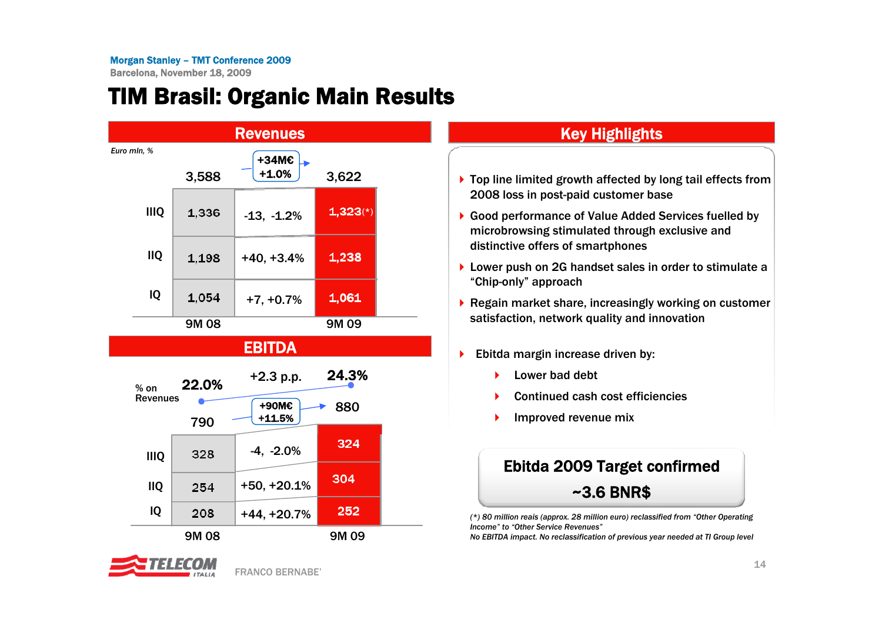# TIM Brasil: Organic Main Results

## Revenues

*Euro mln, %*

| | 9M 08 | Change | 9M 09 |
|---|---|---|---|
| Total | 3,588 | +34M€ +1.0% | 3,622 |
| IIIQ | 1,336 | -13, -1.2% | 1,323(*) |
| IIQ | 1,198 | +40, +3.4% | 1,238 |
| IQ | 1,054 | +7, +0.7% | 1,061 |

## EBITDA

| | 9M 08 | Change | 9M 09 |
|---|---|---|---|
| % on Revenues | 22.0% | +2.3 p.p. | 24.3% |
| Total | 790 | +90M€ +11.5% | 880 |
| IIIQ | 328 | -4, -2.0% | 324 |
| IIQ | 254 | +50, +20.1% | 304 |
| IQ | 208 | +44, +20.7% | 252 |

## Key Highlights

- Top line limited growth affected by long tail effects from 2008 loss in post-paid customer base
- Good performance of Value Added Services fuelled by microbrowsing stimulated through exclusive and distinctive offers of smartphones
- Lower push on 2G handset sales in order to stimulate a "Chip-only" approach
- Regain market share, increasingly working on customer satisfaction, network quality and innovation
- Ebitda margin increase driven by:
  - Lower bad debt
  - Continued cash cost efficiencies
  - Improved revenue mix

**Ebitda 2009 Target confirmed**

**~3.6 BNR$**

*(*) 80 million reais (approx. 28 million euro) reclassified from "Other Operating Income" to "Other Service Revenues"*
*No EBITDA impact. No reclassification of previous year needed at TI Group level*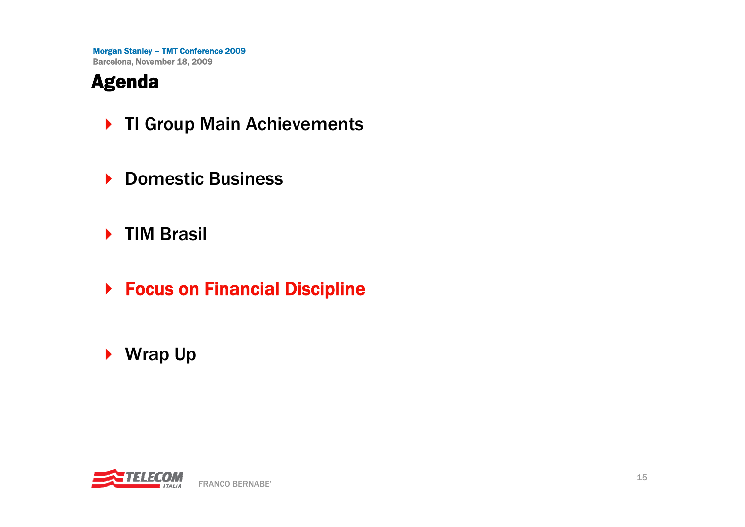# Agenda

- TI Group Main Achievements
- Domestic Business
- TIM Brasil
- **Focus on Financial Discipline**
- Wrap Up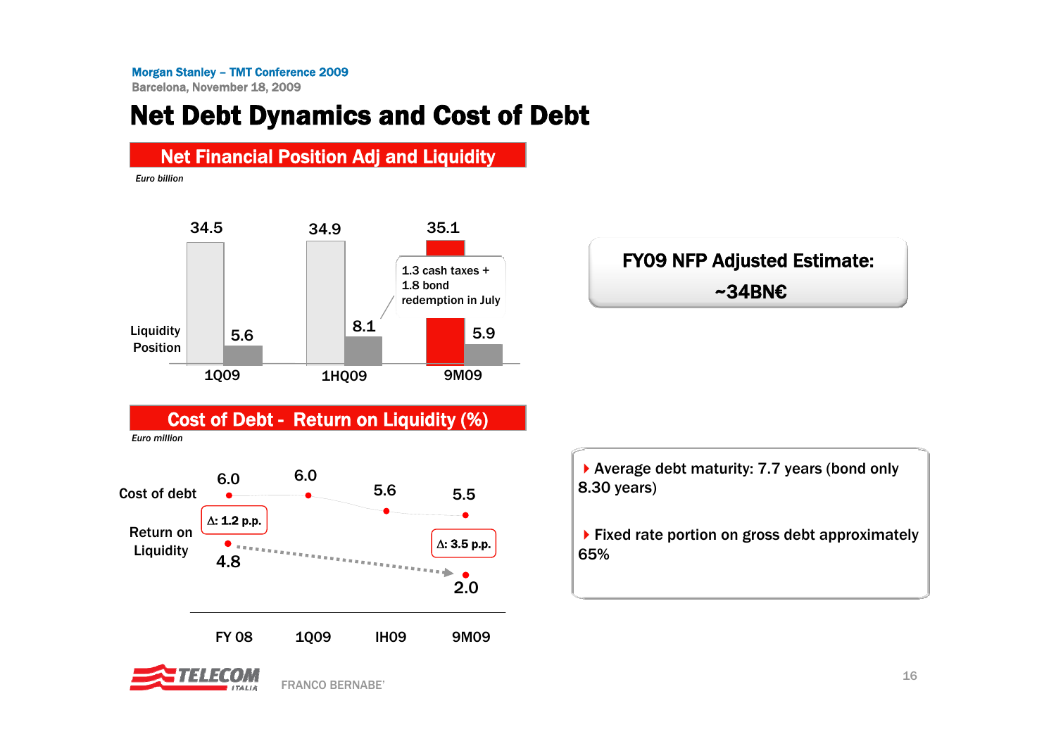# Net Debt Dynamics and Cost of Debt

## Net Financial Position Adj and Liquidity

*Euro billion*

| | 1Q09 | 1HQ09 | 9M09 |
|---|---|---|---|
| Net Financial Position Adj | 34.5 | 34.9 | 35.1 |
| Liquidity Position | 5.6 | 8.1 | 5.9 |

1.3 cash taxes + 1.8 bond redemption in July

**FY09 NFP Adjusted Estimate: ~34BN€**

## Cost of Debt - Return on Liquidity (%)

*Euro million*

| | FY 08 | 1Q09 | IH09 | 9M09 |
|---|---|---|---|---|
| Cost of debt | 6.0 | 6.0 | 5.6 | 5.5 |
| Return on Liquidity | 4.8 | | | 2.0 |

Δ: 1.2 p.p.

Δ: 3.5 p.p.

- Average debt maturity: 7.7 years (bond only 8.30 years)
- Fixed rate portion on gross debt approximately 65%

FRANCO BERNABE'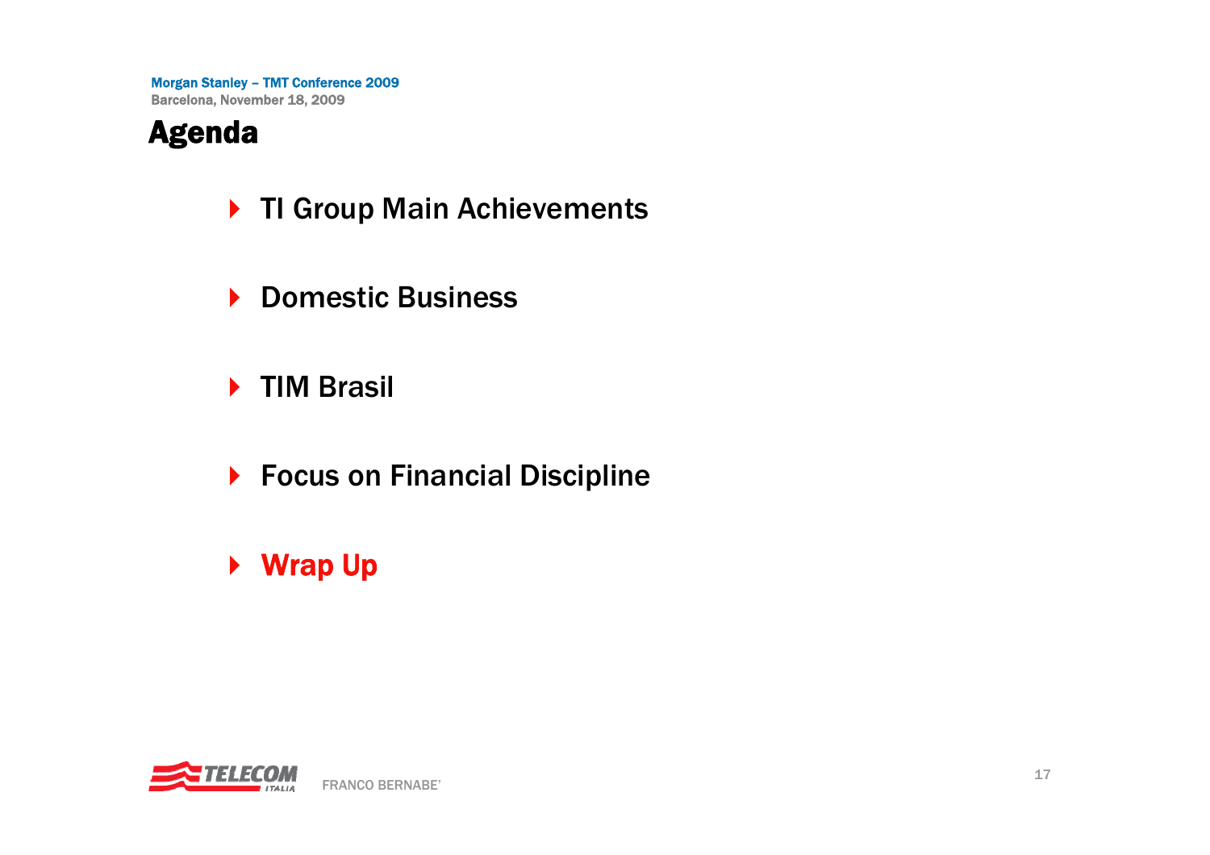# Agenda

- TI Group Main Achievements
- Domestic Business
- TIM Brasil
- Focus on Financial Discipline
- **Wrap Up**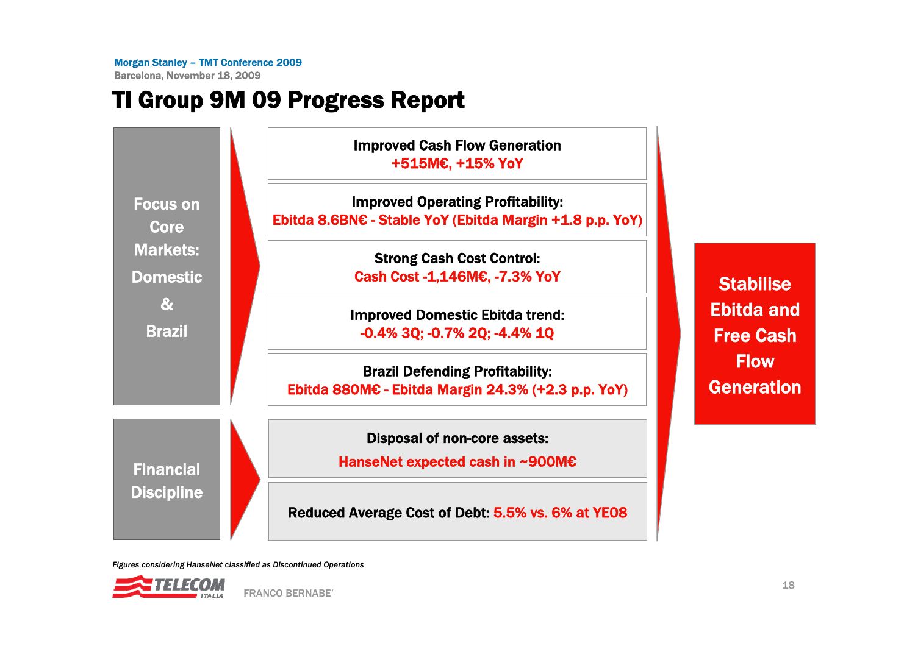# TI Group 9M 09 Progress Report

**Focus on Core Markets: Domestic & Brazil**

- **Improved Cash Flow Generation**
  +515M€, +15% YoY
- **Improved Operating Profitability:**
  Ebitda 8.6BN€ - Stable YoY (Ebitda Margin +1.8 p.p. YoY)
- **Strong Cash Cost Control:**
  Cash Cost -1,146M€, -7.3% YoY
- **Improved Domestic Ebitda trend:**
  -0.4% 3Q; -0.7% 2Q; -4.4% 1Q
- **Brazil Defending Profitability:**
  Ebitda 880M€ - Ebitda Margin 24.3% (+2.3 p.p. YoY)

**Financial Discipline**

- **Disposal of non-core assets:**
  HanseNet expected cash in ~900M€
- **Reduced Average Cost of Debt:** 5.5% vs. 6% at YE08

**Stabilise Ebitda and Free Cash Flow Generation**

*Figures considering HanseNet classified as Discontinued Operations*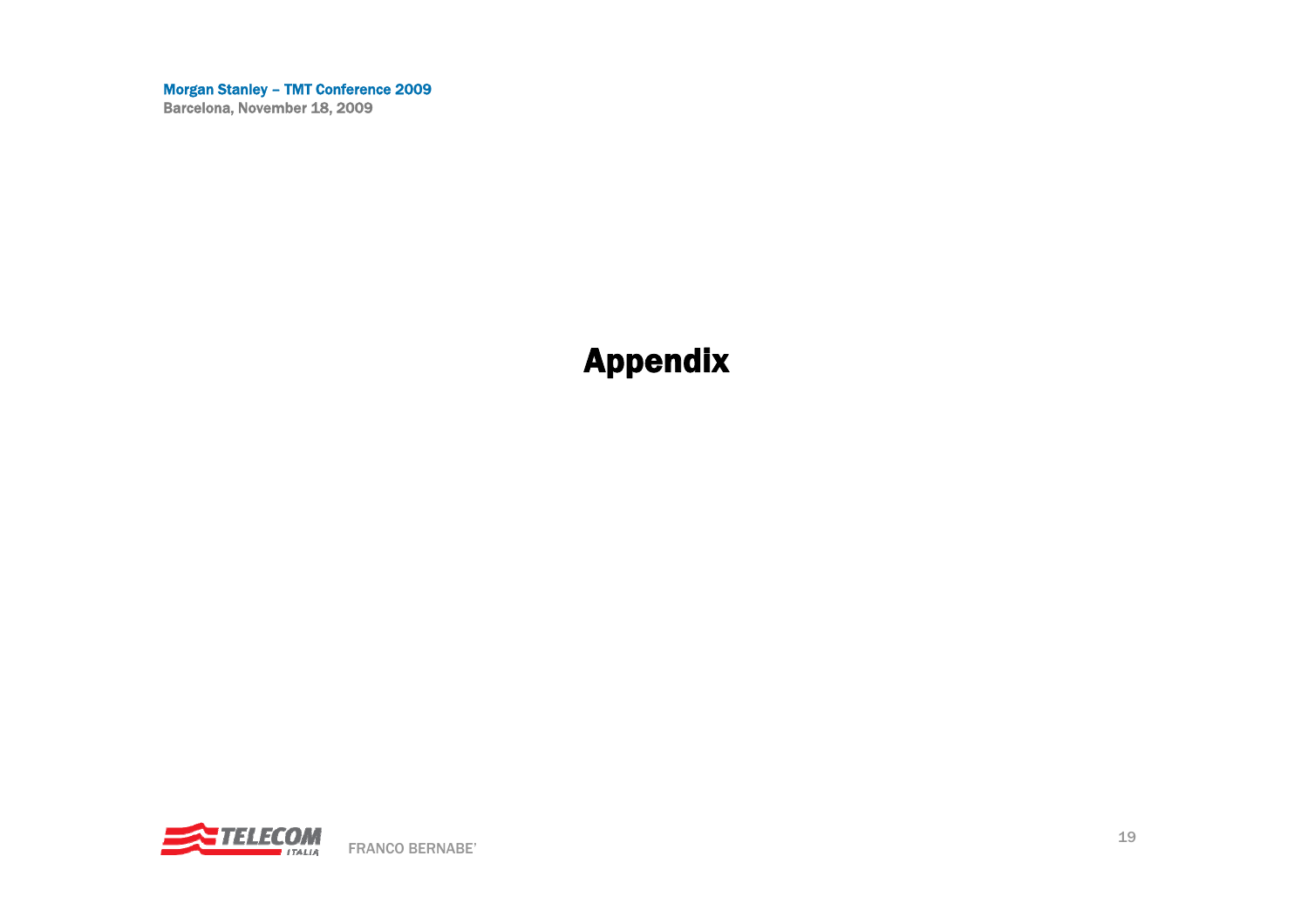# Appendix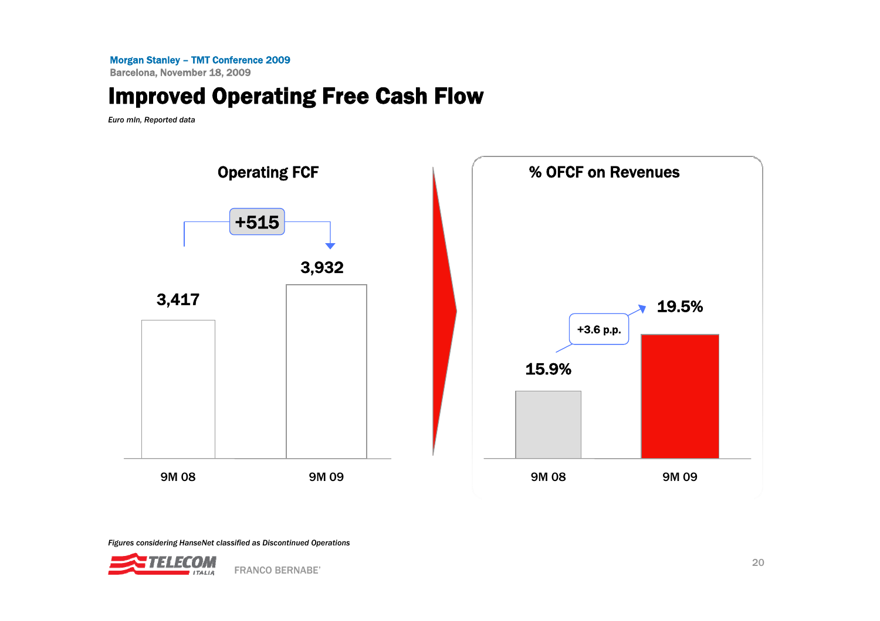# Improved Operating Free Cash Flow

*Euro mln, Reported data*

### Operating FCF

| | 9M 08 | 9M 09 |
|---|---|---|
| Operating FCF | 3,417 | 3,932 |

+515

### % OFCF on Revenues

| | 9M 08 | 9M 09 |
|---|---|---|
| % OFCF on Revenues | 15.9% | 19.5% |

+3.6 p.p.

*Figures considering HanseNet classified as Discontinued Operations*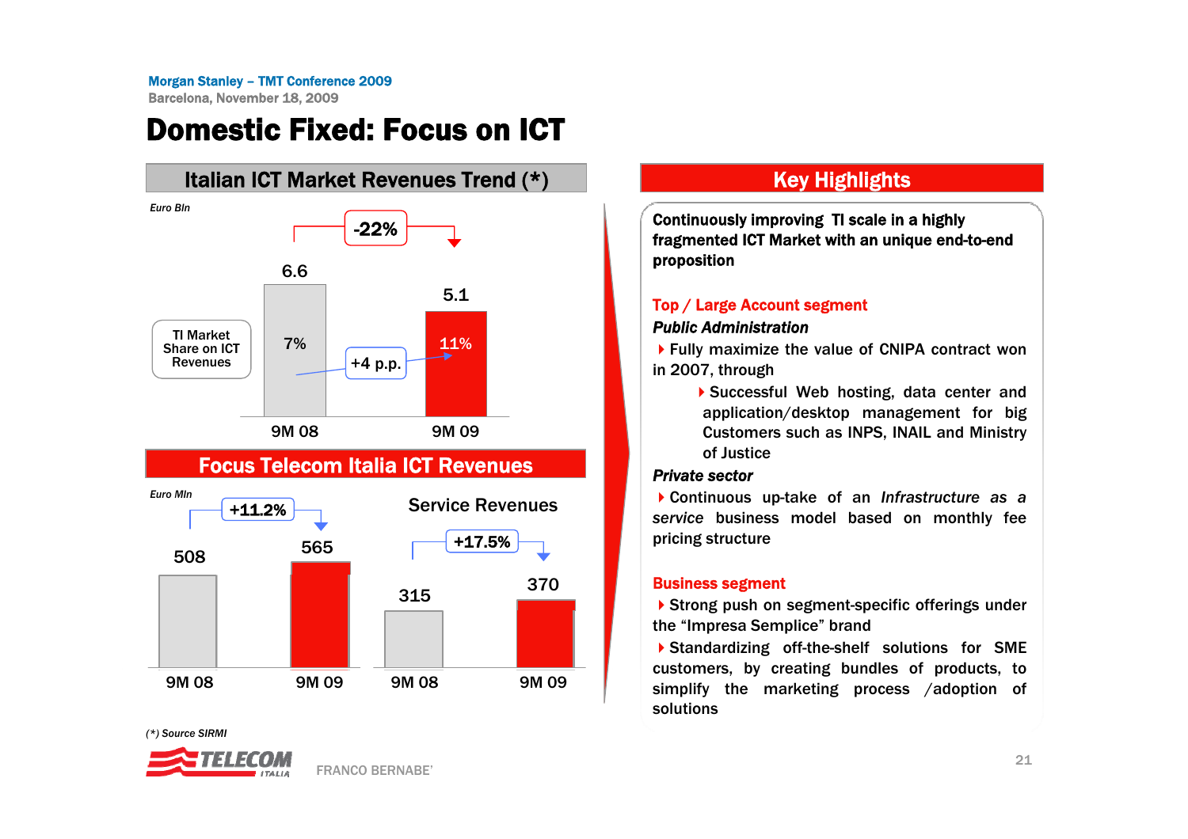# Domestic Fixed: Focus on ICT

## Italian ICT Market Revenues Trend (*)

Euro Bln

| | 9M 08 | 9M 09 |
|---|---|---|
| Italian ICT Market Revenues | 6.6 | 5.1 |
| TI Market Share on ICT Revenues | 7% | 11% |

-22%

+4 p.p.

## Focus Telecom Italia ICT Revenues

Euro Mln

| | 9M 08 | 9M 09 | Change |
|---|---|---|---|
| ICT Revenues | 508 | 565 | +11.2% |
| Service Revenues | 315 | 370 | +17.5% |

(*) Source SIRMI

## Key Highlights

**Continuously improving TI scale in a highly fragmented ICT Market with an unique end-to-end proposition**

**Top / Large Account segment**

***Public Administration***

- Fully maximize the value of CNIPA contract won in 2007, through
  - Successful Web hosting, data center and application/desktop management for big Customers such as INPS, INAIL and Ministry of Justice

***Private sector***

- Continuous up-take of an *Infrastructure as a service* business model based on monthly fee pricing structure

**Business segment**

- Strong push on segment-specific offerings under the "Impresa Semplice" brand
- Standardizing off-the-shelf solutions for SME customers, by creating bundles of products, to simplify the marketing process /adoption of solutions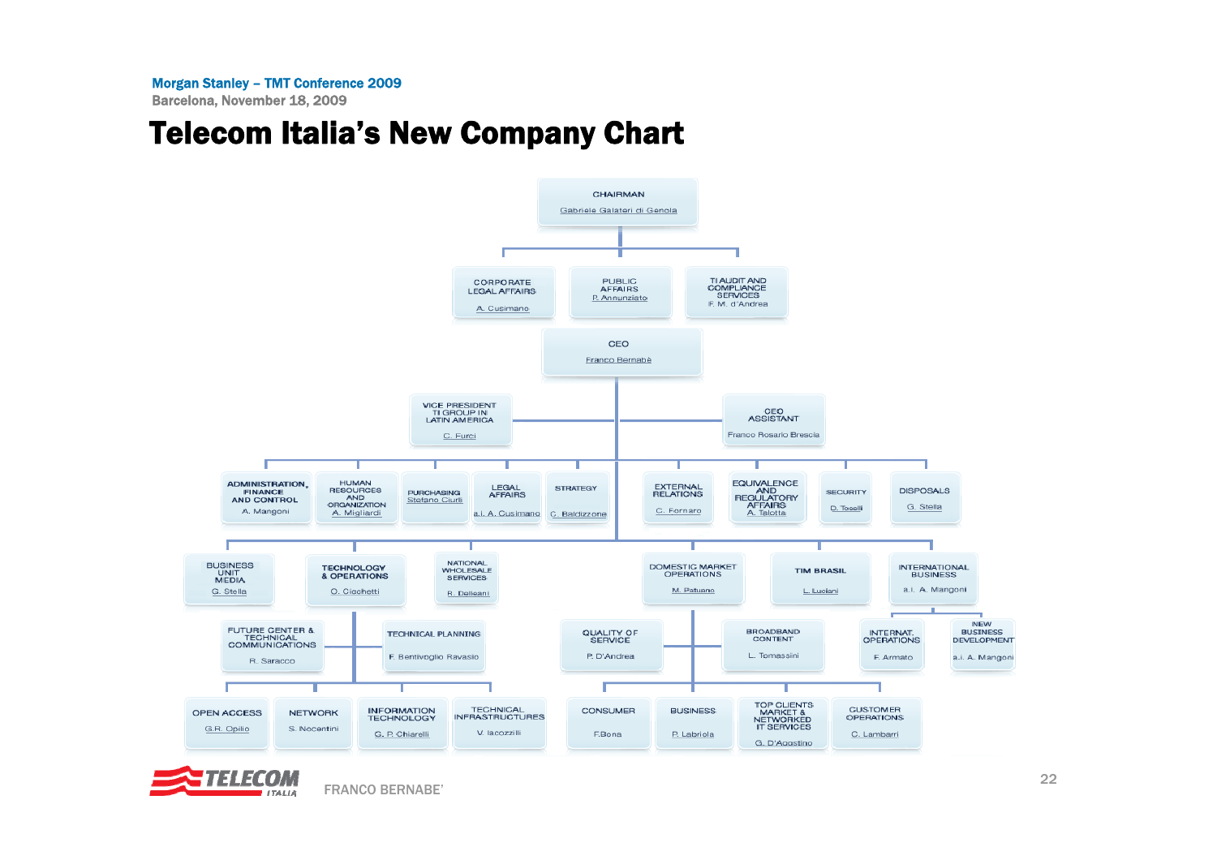# Telecom Italia's New Company Chart

**CHAIRMAN** – Gabriele Galateri di Genola

- CORPORATE LEGAL AFFAIRS – A. Cusimano
- PUBLIC AFFAIRS – P. Annunziato
- TI AUDIT AND COMPLIANCE SERVICES – F. M. d'Andrea

**CEO** – Franco Bernabè

- VICE PRESIDENT TI GROUP IN LATIN AMERICA – C. Furci
- CEO ASSISTANT – Franco Rosario Brescia

Staff functions:

- ADMINISTRATION, FINANCE AND CONTROL – A. Mangoni
- HUMAN RESOURCES AND ORGANIZATION – A. Migliardi
- PURCHASING – Stefano Ciurli
- LEGAL AFFAIRS – a.i. A. Cusimano
- STRATEGY – C. Baldizzone
- EXTERNAL RELATIONS – C. Fornaro
- EQUIVALENCE AND REGULATORY AFFAIRS – A. Talotta
- SECURITY – D. Tocelli
- DISPOSALS – G. Stella

Business units and operations:

- BUSINESS UNIT MEDIA – G. Stella
- TECHNOLOGY & OPERATIONS – O. Cicchetti
  - FUTURE CENTER & TECHNICAL COMMUNICATIONS – R. Saracco
  - TECHNICAL PLANNING – F. Bentivoglio Ravasio
  - OPEN ACCESS – G.R. Opilio
  - NETWORK – S. Nocentini
  - INFORMATION TECHNOLOGY – G. P. Chiarelli
  - TECHNICAL INFRASTRUCTURES – V. Iacozzili
- NATIONAL WHOLESALE SERVICES – R. Delleani
- DOMESTIC MARKET OPERATIONS – M. Patuano
  - QUALITY OF SERVICE – P. D'Andrea
  - BROADBAND CONTENT – L. Tomassini
  - CONSUMER – F. Bona
  - BUSINESS – P. Labriola
  - TOP CLIENTS MARKET & NETWORKED IT SERVICES – G. D'Agostino
  - CUSTOMER OPERATIONS – C. Lambarri
- TIM BRASIL – L. Luciani
- INTERNATIONAL BUSINESS – a.i. A. Mangoni
  - INTERNAT. OPERATIONS – F. Armato
  - NEW BUSINESS DEVELOPMENT – a.i. A. Mangoni

FRANCO BERNABE'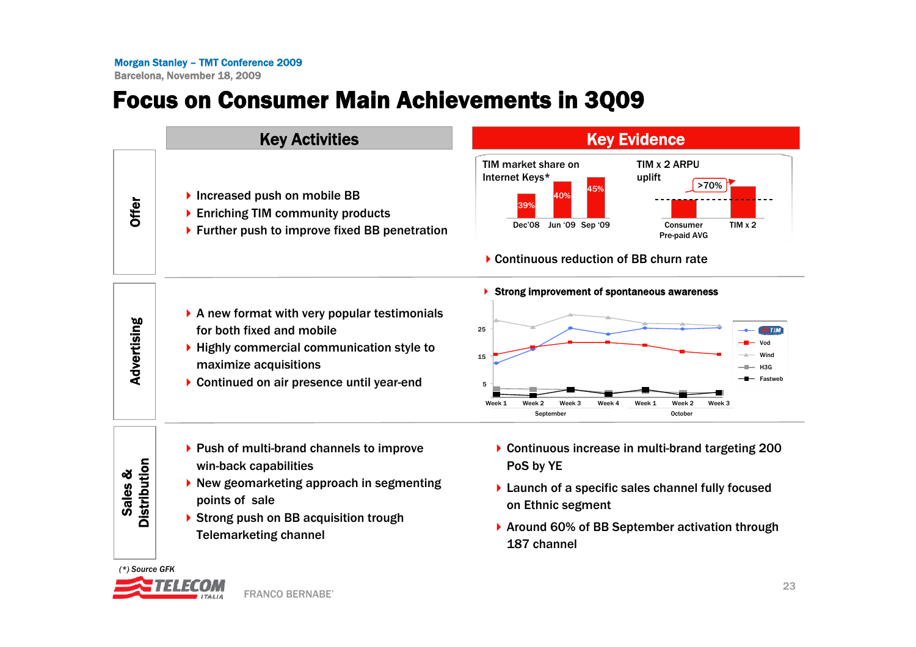# Focus on Consumer Main Achievements in 3Q09

| | Key Activities | Key Evidence |
|---|---|---|
| **Offer** | - Increased push on mobile BB<br>- Enriching TIM community products<br>- Further push to improve fixed BB penetration | TIM market share on Internet Keys*: Dec'08 39%, Jun '09 40%, Sep '09 45%<br>TIM x 2 ARPU uplift: Consumer Pre-paid AVG vs TIM x 2 >70%<br>- Continuous reduction of BB churn rate |
| **Advertising** | - A new format with very popular testimonials for both fixed and mobile<br>- Highly commercial communication style to maximize acquisitions<br>- Continued on air presence until year-end | - **Strong improvement of spontaneous awareness** |
| **Sales & Distribution** | - Push of multi-brand channels to improve win-back capabilities<br>- New geomarketing approach in segmenting points of sale<br>- Strong push on BB acquisition trough Telemarketing channel | - Continuous increase in multi-brand targeting 200 PoS by YE<br>- Launch of a specific sales channel fully focused on Ethnic segment<br>- Around 60% of BB September activation through 187 channel |

*(\*) Source GFK*

FRANCO BERNABE'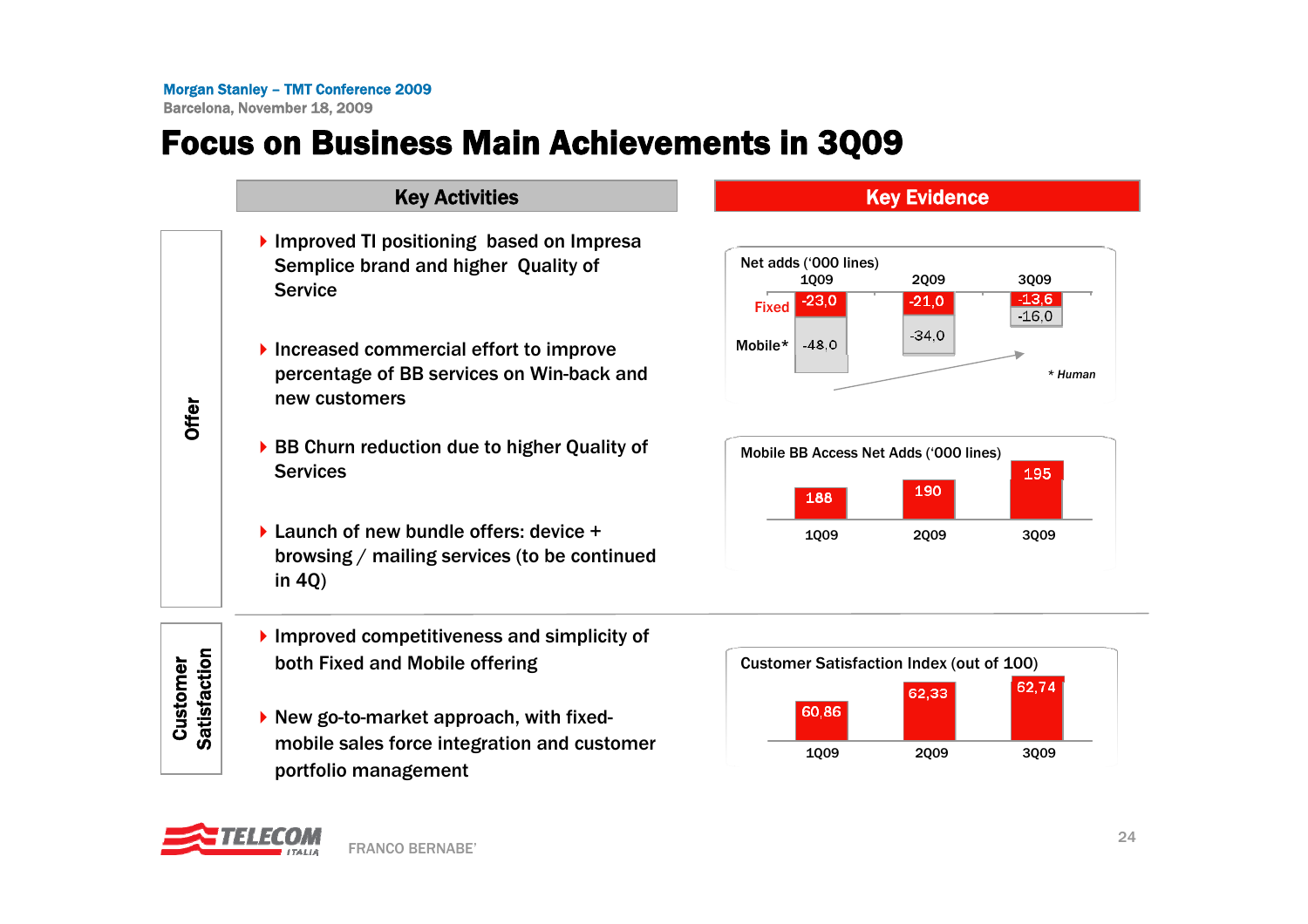# Focus on Business Main Achievements in 3Q09

| | Key Activities |
|---|---|
| **Offer** | Improved TI positioning based on Impresa Semplice brand and higher Quality of Service |
| | Increased commercial effort to improve percentage of BB services on Win-back and new customers |
| | BB Churn reduction due to higher Quality of Services |
| | Launch of new bundle offers: device + browsing / mailing services (to be continued in 4Q) |
| **Customer Satisfaction** | Improved competitiveness and simplicity of both Fixed and Mobile offering |
| | New go-to-market approach, with fixed-mobile sales force integration and customer portfolio management |

## Key Evidence

**Net adds ('000 lines)**

| | 1Q09 | 2Q09 | 3Q09 |
|---|---|---|---|
| Fixed | -23,0 | -21,0 | -13,6 |
| Mobile* | -48,0 | -34,0 | -16,0 |

\* Human

**Mobile BB Access Net Adds ('000 lines)**

| 1Q09 | 2Q09 | 3Q09 |
|---|---|---|
| 188 | 190 | 195 |

**Customer Satisfaction Index (out of 100)**

| 1Q09 | 2Q09 | 3Q09 |
|---|---|---|
| 60,86 | 62,33 | 62,74 |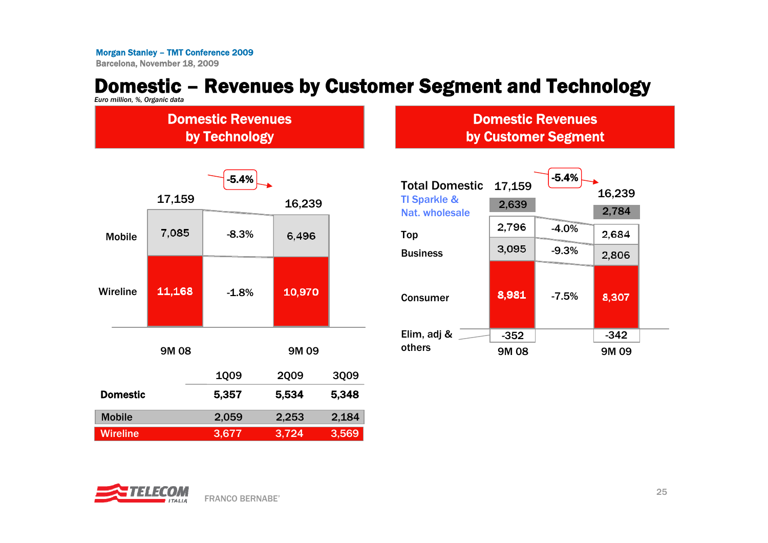# Domestic – Revenues by Customer Segment and Technology

*Euro million, %, Organic data*

## Domestic Revenues by Technology

-5.4%

17,159

16,239

Mobile

7,085

-8.3%

6,496

Wireline

11,168

-1.8%

10,970

9M 08

9M 09

| | 1Q09 | 2Q09 | 3Q09 |
|---|---|---|---|
| **Domestic** | **5,357** | **5,534** | **5,348** |
| Mobile | 2,059 | 2,253 | 2,184 |
| Wireline | 3,677 | 3,724 | 3,569 |

## Domestic Revenues by Customer Segment

Total Domestic

17,159

-5.4%

16,239

TI Sparkle & Nat. wholesale

2,639

2,784

Top

2,796

-4.0%

2,684

Business

3,095

-9.3%

2,806

Consumer

8,981

-7.5%

8,307

Elim, adj & others

-352

-342

9M 08

9M 09

FRANCO BERNABE'